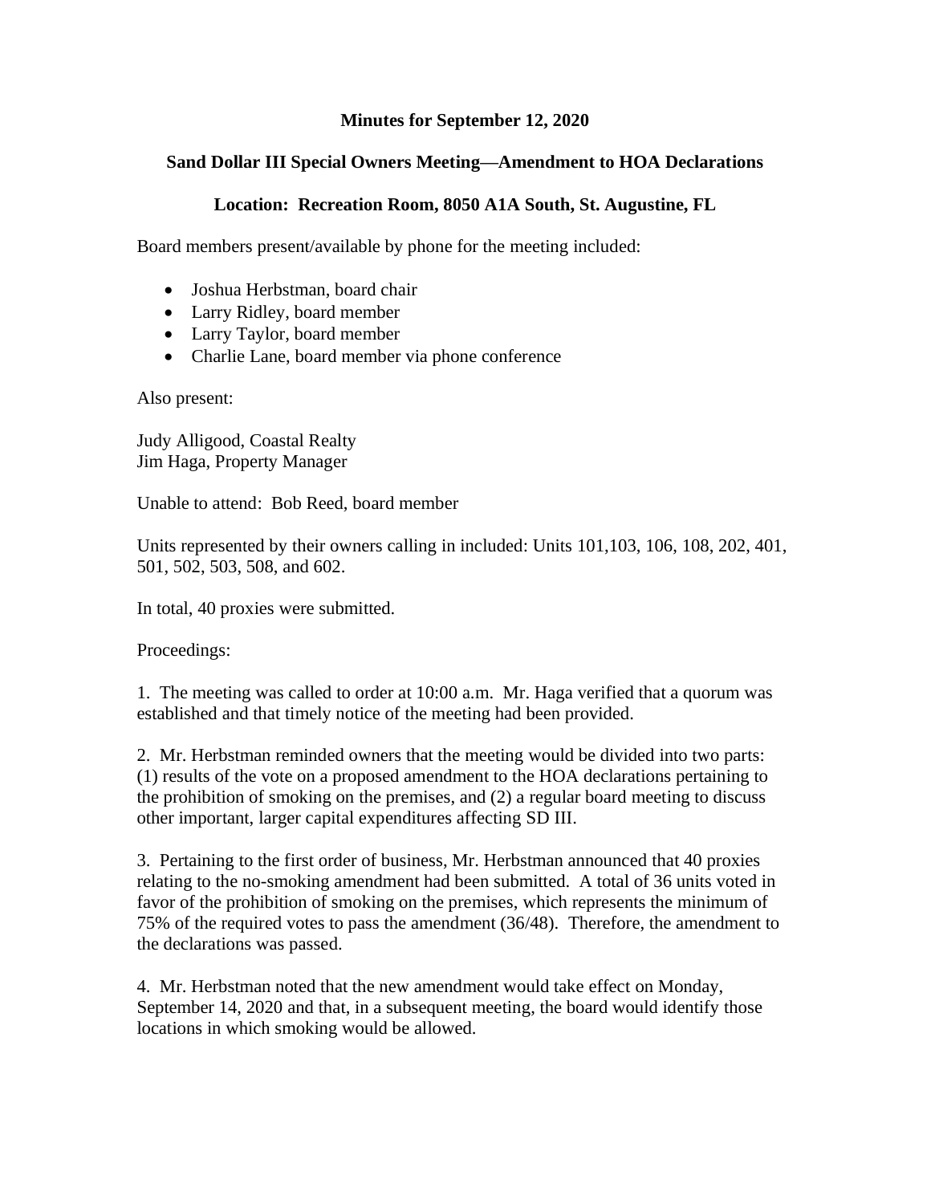**Minutes for September 12, 2020**

**Sand Dollar III Special Owners Meeting—Amendment to HOA Declarations**

**Location: Recreation Room, 8050 A1A South, St. Augustine, FL**

Board members present/available by phone for the meeting included:

- Joshua Herbstman, board chair
- Larry Ridley, board member
- Larry Taylor, board member
- Charlie Lane, board member via phone conference

Also present:

Judy Alligood, Coastal Realty
Jim Haga, Property Manager

Unable to attend: Bob Reed, board member

Units represented by their owners calling in included: Units 101,103, 106, 108, 202, 401, 501, 502, 503, 508, and 602.

In total, 40 proxies were submitted.

Proceedings:

1. The meeting was called to order at 10:00 a.m. Mr. Haga verified that a quorum was established and that timely notice of the meeting had been provided.

2. Mr. Herbstman reminded owners that the meeting would be divided into two parts: (1) results of the vote on a proposed amendment to the HOA declarations pertaining to the prohibition of smoking on the premises, and (2) a regular board meeting to discuss other important, larger capital expenditures affecting SD III.

3. Pertaining to the first order of business, Mr. Herbstman announced that 40 proxies relating to the no-smoking amendment had been submitted. A total of 36 units voted in favor of the prohibition of smoking on the premises, which represents the minimum of 75% of the required votes to pass the amendment (36/48). Therefore, the amendment to the declarations was passed.

4. Mr. Herbstman noted that the new amendment would take effect on Monday, September 14, 2020 and that, in a subsequent meeting, the board would identify those locations in which smoking would be allowed.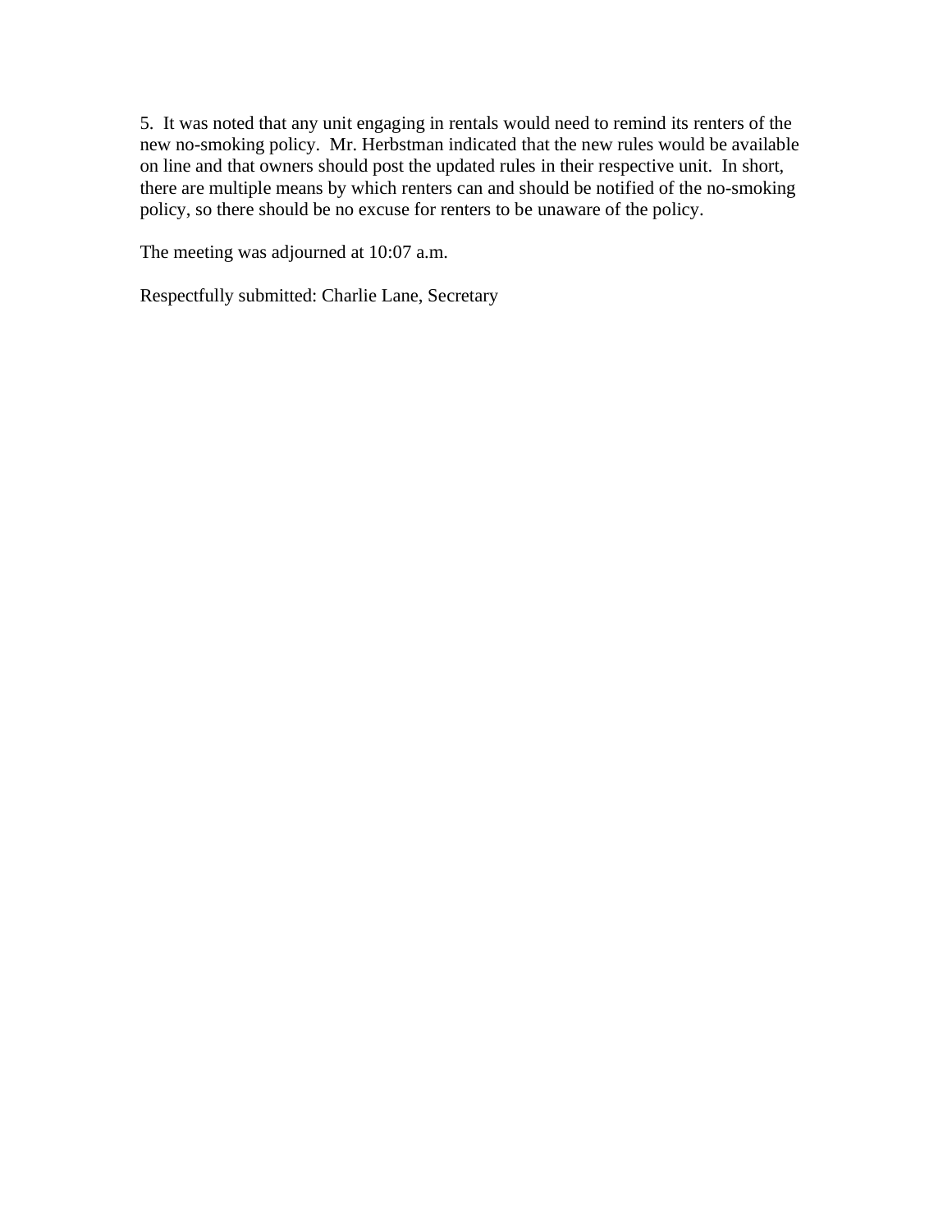5. It was noted that any unit engaging in rentals would need to remind its renters of the new no-smoking policy. Mr. Herbstman indicated that the new rules would be available on line and that owners should post the updated rules in their respective unit. In short, there are multiple means by which renters can and should be notified of the no-smoking policy, so there should be no excuse for renters to be unaware of the policy.

The meeting was adjourned at 10:07 a.m.

Respectfully submitted: Charlie Lane, Secretary